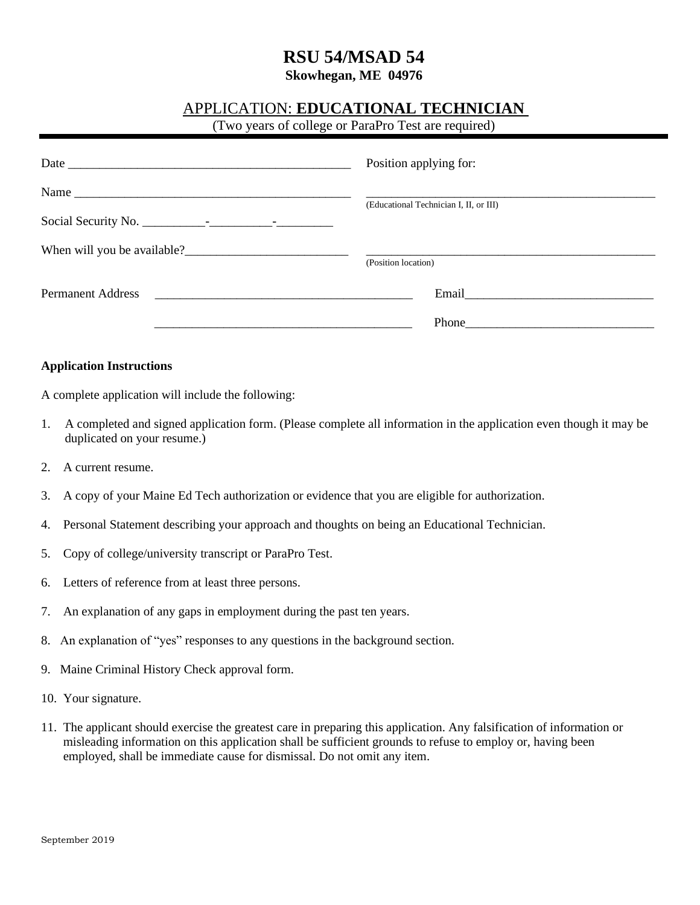# RSU 54/MSAD 54

**Skowhegan, ME 04976**

## APPLICATION: **EDUCATIONAL TECHNICIAN**

(Two years of college or ParaPro Test are required)

Date ______________________________________________

Name ______________________________________________

Social Security No. __________-__________-_________

When will you be available?__________________________

Position applying for:

__________________________________________________
(Educational Technician I, II, or III)

__________________________________________________
(Position location)

Permanent Address ________________________________________

________________________________________

Email______________________________

Phone______________________________

**Application Instructions**

A complete application will include the following:

1. A completed and signed application form. (Please complete all information in the application even though it may be duplicated on your resume.)
2. A current resume.
3. A copy of your Maine Ed Tech authorization or evidence that you are eligible for authorization.
4. Personal Statement describing your approach and thoughts on being an Educational Technician.
5. Copy of college/university transcript or ParaPro Test.
6. Letters of reference from at least three persons.
7. An explanation of any gaps in employment during the past ten years.
8. An explanation of "yes" responses to any questions in the background section.
9. Maine Criminal History Check approval form.
10. Your signature.
11. The applicant should exercise the greatest care in preparing this application. Any falsification of information or misleading information on this application shall be sufficient grounds to refuse to employ or, having been employed, shall be immediate cause for dismissal. Do not omit any item.

September 2019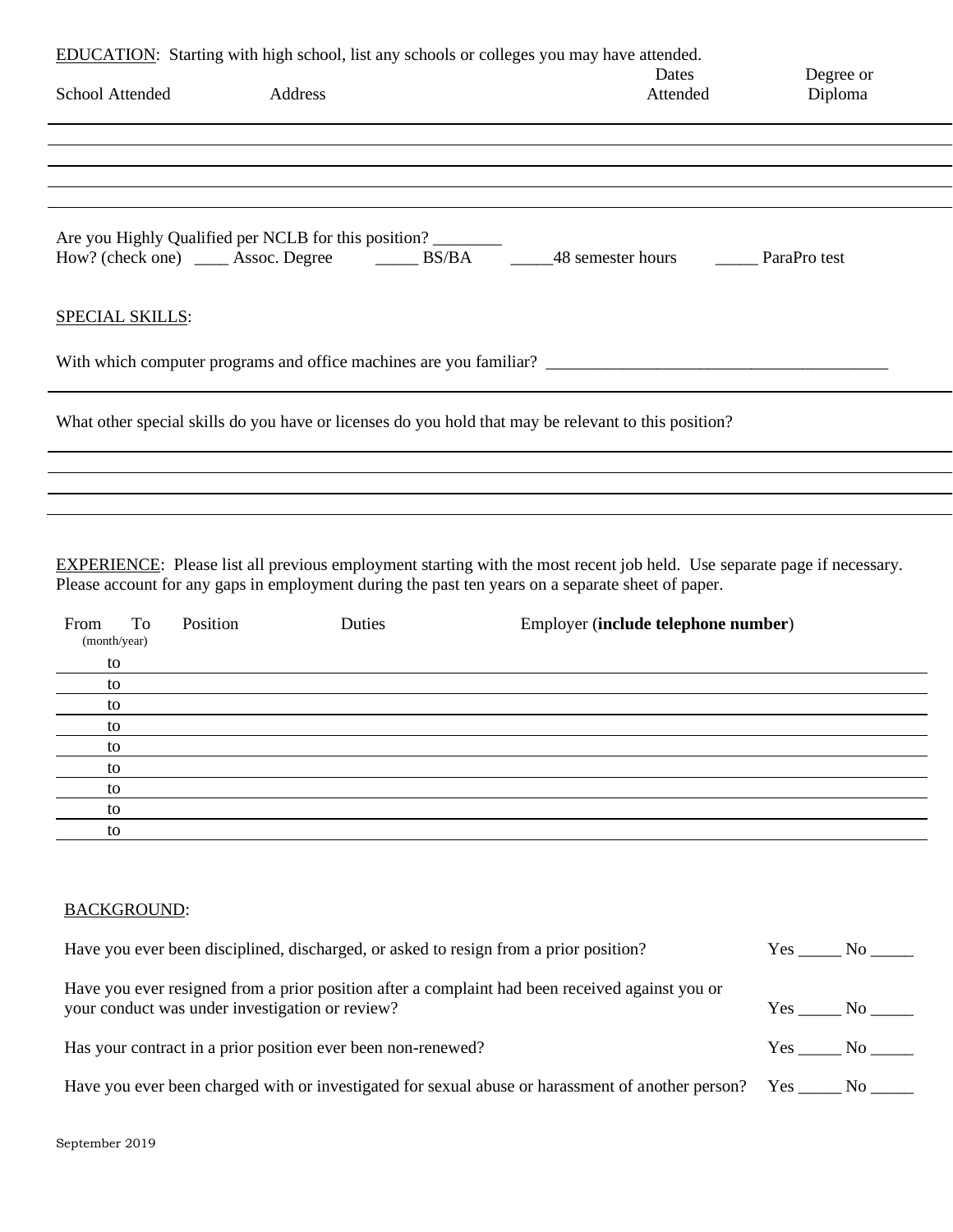EDUCATION: Starting with high school, list any schools or colleges you may have attended.

| School Attended | Address | Dates Attended | Degree or Diploma |
|---|---|---|---|
| | | | |
| | | | |
| | | | |
| | | | |

Are you Highly Qualified per NCLB for this position? ________

How? (check one) ____ Assoc. Degree _____ BS/BA _____48 semester hours _____ ParaPro test

SPECIAL SKILLS:

With which computer programs and office machines are you familiar? ________________________________________

What other special skills do you have or licenses do you hold that may be relevant to this position?

EXPERIENCE: Please list all previous employment starting with the most recent job held. Use separate page if necessary. Please account for any gaps in employment during the past ten years on a separate sheet of paper.

| From (month/year) | To | Position | Duties | Employer (**include telephone number**) |
|---|---|---|---|---|
| | to | | | |
| | to | | | |
| | to | | | |
| | to | | | |
| | to | | | |
| | to | | | |
| | to | | | |
| | to | | | |
| | to | | | |

BACKGROUND:

Have you ever been disciplined, discharged, or asked to resign from a prior position? Yes _____ No _____

Have you ever resigned from a prior position after a complaint had been received against you or your conduct was under investigation or review? Yes _____ No _____

Has your contract in a prior position ever been non-renewed? Yes _____ No _____

Have you ever been charged with or investigated for sexual abuse or harassment of another person? Yes _____ No _____

September 2019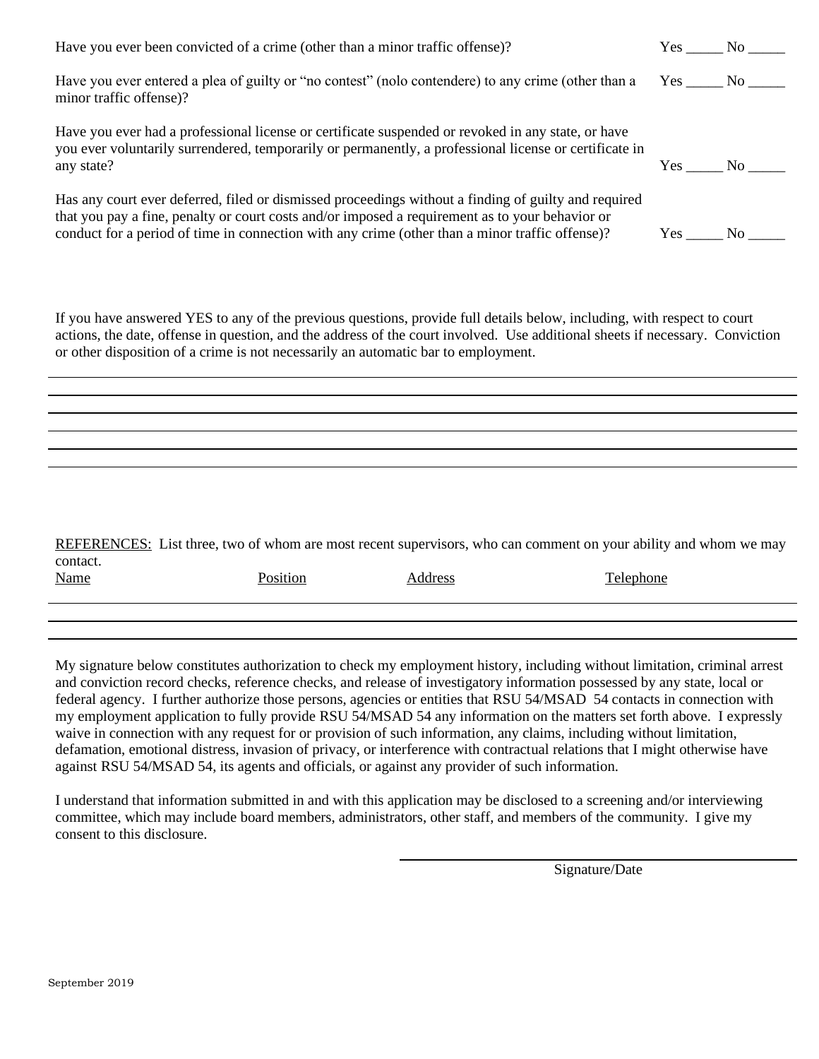Have you ever been convicted of a crime (other than a minor traffic offense)? Yes _____ No _____

Have you ever entered a plea of guilty or "no contest" (nolo contendere) to any crime (other than a minor traffic offense)? Yes _____ No _____

Have you ever had a professional license or certificate suspended or revoked in any state, or have you ever voluntarily surrendered, temporarily or permanently, a professional license or certificate in any state? Yes _____ No _____

Has any court ever deferred, filed or dismissed proceedings without a finding of guilty and required that you pay a fine, penalty or court costs and/or imposed a requirement as to your behavior or conduct for a period of time in connection with any crime (other than a minor traffic offense)? Yes _____ No _____

If you have answered YES to any of the previous questions, provide full details below, including, with respect to court actions, the date, offense in question, and the address of the court involved. Use additional sheets if necessary. Conviction or other disposition of a crime is not necessarily an automatic bar to employment.

______________________________________________________________________________

______________________________________________________________________________

______________________________________________________________________________

______________________________________________________________________________

______________________________________________________________________________

______________________________________________________________________________

REFERENCES: List three, two of whom are most recent supervisors, who can comment on your ability and whom we may contact.

| Name | Position | Address | Telephone |
|---|---|---|---|
| | | | |
| | | | |
| | | | |

My signature below constitutes authorization to check my employment history, including without limitation, criminal arrest and conviction record checks, reference checks, and release of investigatory information possessed by any state, local or federal agency. I further authorize those persons, agencies or entities that RSU 54/MSAD 54 contacts in connection with my employment application to fully provide RSU 54/MSAD 54 any information on the matters set forth above. I expressly waive in connection with any request for or provision of such information, any claims, including without limitation, defamation, emotional distress, invasion of privacy, or interference with contractual relations that I might otherwise have against RSU 54/MSAD 54, its agents and officials, or against any provider of such information.

I understand that information submitted in and with this application may be disclosed to a screening and/or interviewing committee, which may include board members, administrators, other staff, and members of the community. I give my consent to this disclosure.

______________________________________

Signature/Date

September 2019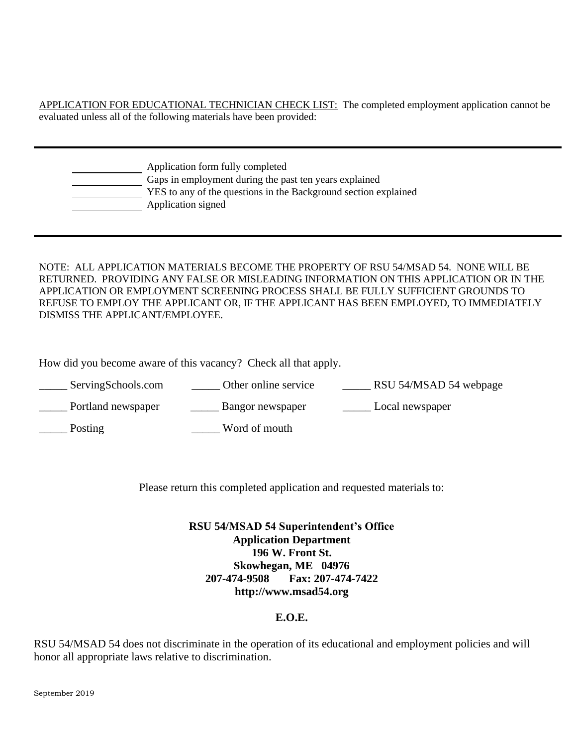APPLICATION FOR EDUCATIONAL TECHNICIAN CHECK LIST: The completed employment application cannot be evaluated unless all of the following materials have been provided:

---

\_\_\_\_\_\_\_\_\_\_ Application form fully completed
\_\_\_\_\_\_\_\_\_\_ Gaps in employment during the past ten years explained
\_\_\_\_\_\_\_\_\_\_ YES to any of the questions in the Background section explained
\_\_\_\_\_\_\_\_\_\_ Application signed

---

NOTE: ALL APPLICATION MATERIALS BECOME THE PROPERTY OF RSU 54/MSAD 54. NONE WILL BE RETURNED. PROVIDING ANY FALSE OR MISLEADING INFORMATION ON THIS APPLICATION OR IN THE APPLICATION OR EMPLOYMENT SCREENING PROCESS SHALL BE FULLY SUFFICIENT GROUNDS TO REFUSE TO EMPLOY THE APPLICANT OR, IF THE APPLICANT HAS BEEN EMPLOYED, TO IMMEDIATELY DISMISS THE APPLICANT/EMPLOYEE.

How did you become aware of this vacancy? Check all that apply.

\_\_\_\_\_ ServingSchools.com     \_\_\_\_\_ Other online service     \_\_\_\_\_ RSU 54/MSAD 54 webpage

\_\_\_\_\_ Portland newspaper     \_\_\_\_\_ Bangor newspaper     \_\_\_\_\_ Local newspaper

\_\_\_\_\_ Posting     \_\_\_\_\_ Word of mouth

Please return this completed application and requested materials to:

**RSU 54/MSAD 54 Superintendent's Office**
**Application Department**
**196 W. Front St.**
**Skowhegan, ME 04976**
**207-474-9508 Fax: 207-474-7422**
**http://www.msad54.org**

**E.O.E.**

RSU 54/MSAD 54 does not discriminate in the operation of its educational and employment policies and will honor all appropriate laws relative to discrimination.

September 2019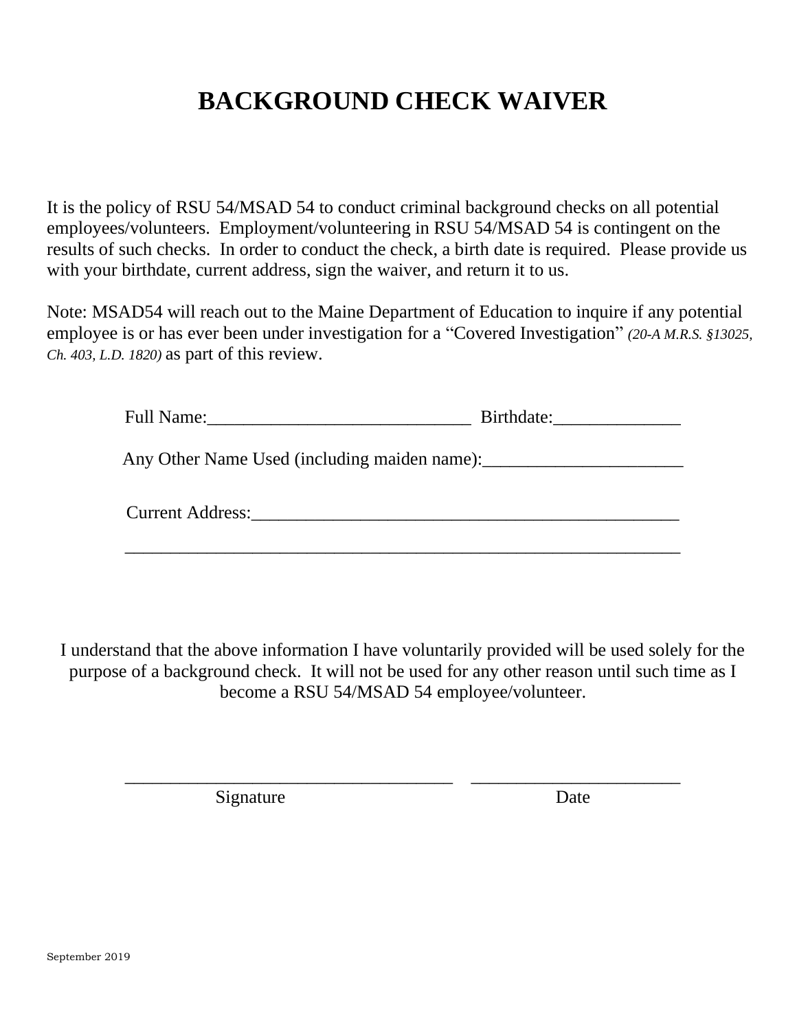# BACKGROUND CHECK WAIVER

It is the policy of RSU 54/MSAD 54 to conduct criminal background checks on all potential employees/volunteers. Employment/volunteering in RSU 54/MSAD 54 is contingent on the results of such checks. In order to conduct the check, a birth date is required. Please provide us with your birthdate, current address, sign the waiver, and return it to us.

Note: MSAD54 will reach out to the Maine Department of Education to inquire if any potential employee is or has ever been under investigation for a “Covered Investigation” *(20-A M.R.S. §13025, Ch. 403, L.D. 1820)* as part of this review.

Full Name:_____________________________ Birthdate:______________

Any Other Name Used (including maiden name):______________________

Current Address:_______________________________________________

_______________________________________________________________

I understand that the above information I have voluntarily provided will be used solely for the purpose of a background check. It will not be used for any other reason until such time as I become a RSU 54/MSAD 54 employee/volunteer.

____________________________________ ______________________

Signature Date

September 2019